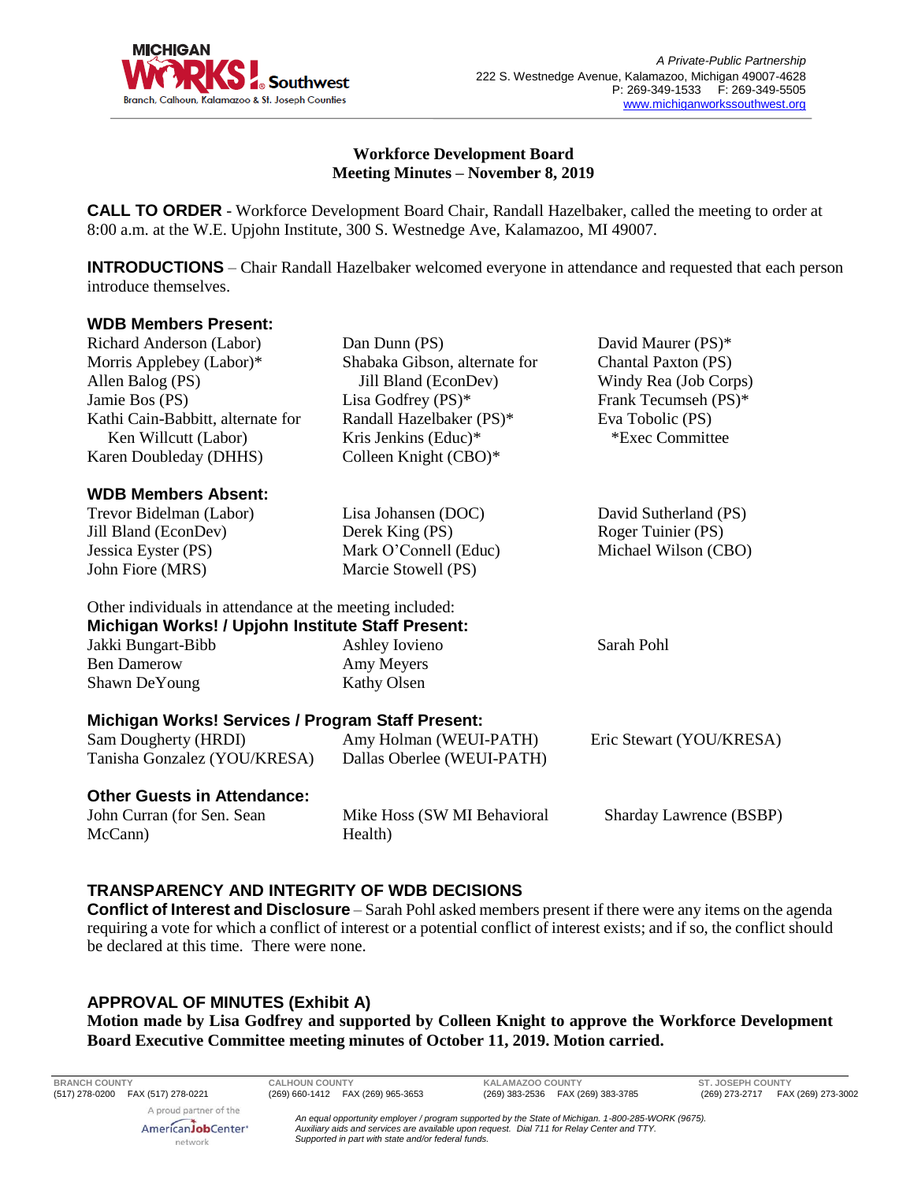A Private-Public Partnership
222 S. Westnedge Avenue, Kalamazoo, Michigan 49007-4628
P: 269-349-1533 F: 269-349-5505
www.michiganworkssouthwest.org

## Workforce Development Board
## Meeting Minutes – November 8, 2019

**CALL TO ORDER** - Workforce Development Board Chair, Randall Hazelbaker, called the meeting to order at 8:00 a.m. at the W.E. Upjohn Institute, 300 S. Westnedge Ave, Kalamazoo, MI 49007.

**INTRODUCTIONS** – Chair Randall Hazelbaker welcomed everyone in attendance and requested that each person introduce themselves.

### WDB Members Present:

Richard Anderson (Labor)
Morris Applebey (Labor)*
Allen Balog (PS)
Jamie Bos (PS)
Kathi Cain-Babbitt, alternate for Ken Willcutt (Labor)
Karen Doubleday (DHHS)
Dan Dunn (PS)
Shabaka Gibson, alternate for Jill Bland (EconDev)
Lisa Godfrey (PS)*
Randall Hazelbaker (PS)*
Kris Jenkins (Educ)*
Colleen Knight (CBO)*
David Maurer (PS)*
Chantal Paxton (PS)
Windy Rea (Job Corps)
Frank Tecumseh (PS)*
Eva Tobolic (PS)

*Exec Committee

### WDB Members Absent:

Trevor Bidelman (Labor)
Jill Bland (EconDev)
Jessica Eyster (PS)
John Fiore (MRS)
Lisa Johansen (DOC)
Derek King (PS)
Mark O'Connell (Educ)
Marcie Stowell (PS)
David Sutherland (PS)
Roger Tuinier (PS)
Michael Wilson (CBO)

Other individuals in attendance at the meeting included:

### Michigan Works! / Upjohn Institute Staff Present:

Jakki Bungart-Bibb
Ben Damerow
Shawn DeYoung
Ashley Iovieno
Amy Meyers
Kathy Olsen
Sarah Pohl

### Michigan Works! Services / Program Staff Present:

Sam Dougherty (HRDI)
Tanisha Gonzalez (YOU/KRESA)
Amy Holman (WEUI-PATH)
Dallas Oberlee (WEUI-PATH)
Eric Stewart (YOU/KRESA)

### Other Guests in Attendance:

John Curran (for Sen. Sean McCann)
Mike Hoss (SW MI Behavioral Health)
Sharday Lawrence (BSBP)

## TRANSPARENCY AND INTEGRITY OF WDB DECISIONS

**Conflict of Interest and Disclosure** – Sarah Pohl asked members present if there were any items on the agenda requiring a vote for which a conflict of interest or a potential conflict of interest exists; and if so, the conflict should be declared at this time. There were none.

## APPROVAL OF MINUTES (Exhibit A)

**Motion made by Lisa Godfrey and supported by Colleen Knight to approve the Workforce Development Board Executive Committee meeting minutes of October 11, 2019. Motion carried.**

**BRANCH COUNTY** (517) 278-0200 FAX (517) 278-0221
**CALHOUN COUNTY** (269) 660-1412 FAX (269) 965-3653
**KALAMAZOO COUNTY** (269) 383-2536 FAX (269) 383-3785
**ST. JOSEPH COUNTY** (269) 273-2717 FAX (269) 273-3002

A proud partner of the AmericanJobCenter network

*An equal opportunity employer / program supported by the State of Michigan. 1-800-285-WORK (9675). Auxiliary aids and services are available upon request. Dial 711 for Relay Center and TTY. Supported in part with state and/or federal funds.*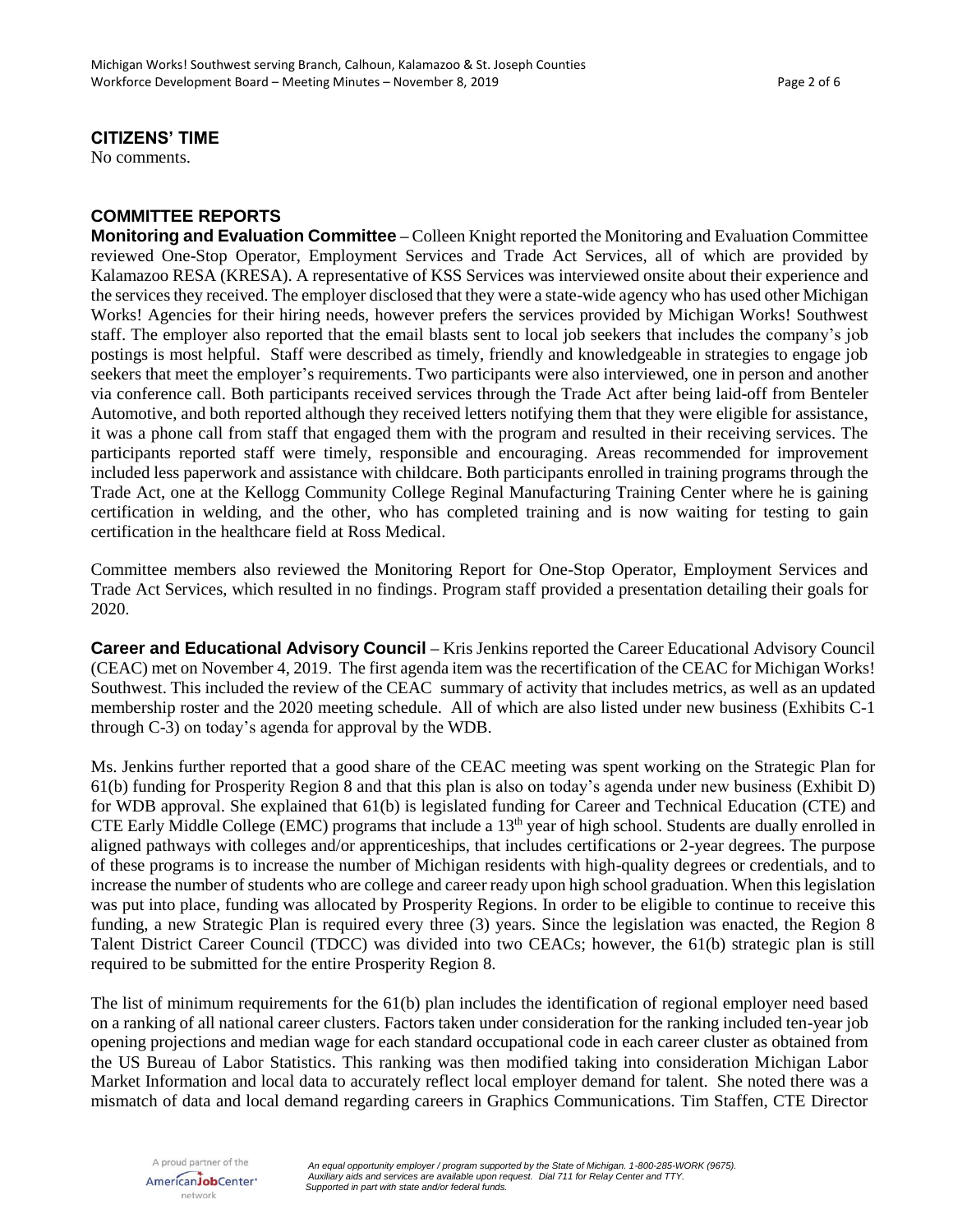## CITIZENS' TIME

No comments.

## COMMITTEE REPORTS

**Monitoring and Evaluation Committee** – Colleen Knight reported the Monitoring and Evaluation Committee reviewed One-Stop Operator, Employment Services and Trade Act Services, all of which are provided by Kalamazoo RESA (KRESA). A representative of KSS Services was interviewed onsite about their experience and the services they received. The employer disclosed that they were a state-wide agency who has used other Michigan Works! Agencies for their hiring needs, however prefers the services provided by Michigan Works! Southwest staff. The employer also reported that the email blasts sent to local job seekers that includes the company's job postings is most helpful. Staff were described as timely, friendly and knowledgeable in strategies to engage job seekers that meet the employer's requirements. Two participants were also interviewed, one in person and another via conference call. Both participants received services through the Trade Act after being laid-off from Benteler Automotive, and both reported although they received letters notifying them that they were eligible for assistance, it was a phone call from staff that engaged them with the program and resulted in their receiving services. The participants reported staff were timely, responsible and encouraging. Areas recommended for improvement included less paperwork and assistance with childcare. Both participants enrolled in training programs through the Trade Act, one at the Kellogg Community College Reginal Manufacturing Training Center where he is gaining certification in welding, and the other, who has completed training and is now waiting for testing to gain certification in the healthcare field at Ross Medical.

Committee members also reviewed the Monitoring Report for One-Stop Operator, Employment Services and Trade Act Services, which resulted in no findings. Program staff provided a presentation detailing their goals for 2020.

**Career and Educational Advisory Council** – Kris Jenkins reported the Career Educational Advisory Council (CEAC) met on November 4, 2019. The first agenda item was the recertification of the CEAC for Michigan Works! Southwest. This included the review of the CEAC summary of activity that includes metrics, as well as an updated membership roster and the 2020 meeting schedule. All of which are also listed under new business (Exhibits C-1 through C-3) on today's agenda for approval by the WDB.

Ms. Jenkins further reported that a good share of the CEAC meeting was spent working on the Strategic Plan for 61(b) funding for Prosperity Region 8 and that this plan is also on today's agenda under new business (Exhibit D) for WDB approval. She explained that 61(b) is legislated funding for Career and Technical Education (CTE) and CTE Early Middle College (EMC) programs that include a 13th year of high school. Students are dually enrolled in aligned pathways with colleges and/or apprenticeships, that includes certifications or 2-year degrees. The purpose of these programs is to increase the number of Michigan residents with high-quality degrees or credentials, and to increase the number of students who are college and career ready upon high school graduation. When this legislation was put into place, funding was allocated by Prosperity Regions. In order to be eligible to continue to receive this funding, a new Strategic Plan is required every three (3) years. Since the legislation was enacted, the Region 8 Talent District Career Council (TDCC) was divided into two CEACs; however, the 61(b) strategic plan is still required to be submitted for the entire Prosperity Region 8.

The list of minimum requirements for the 61(b) plan includes the identification of regional employer need based on a ranking of all national career clusters. Factors taken under consideration for the ranking included ten-year job opening projections and median wage for each standard occupational code in each career cluster as obtained from the US Bureau of Labor Statistics. This ranking was then modified taking into consideration Michigan Labor Market Information and local data to accurately reflect local employer demand for talent. She noted there was a mismatch of data and local demand regarding careers in Graphics Communications. Tim Staffen, CTE Director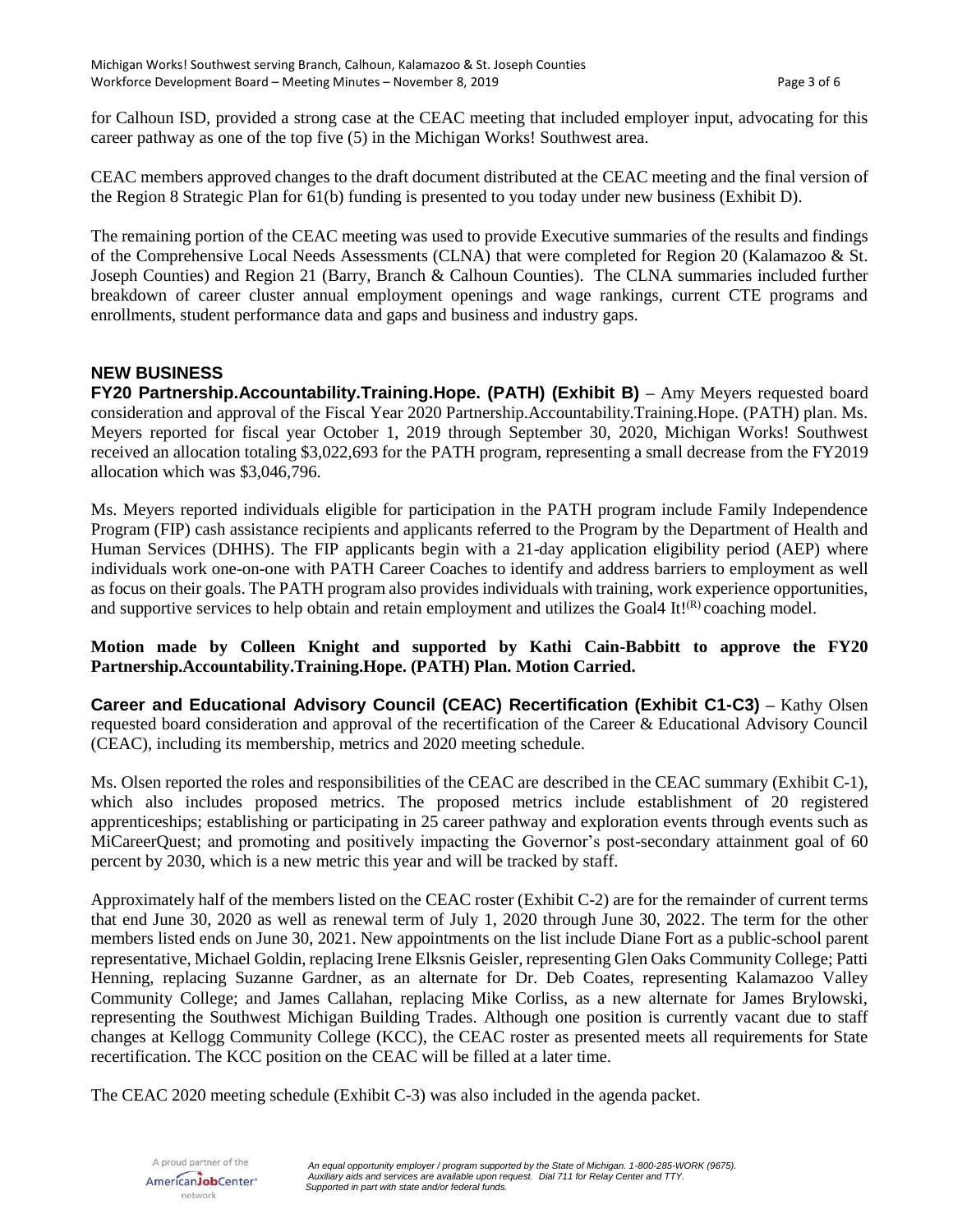for Calhoun ISD, provided a strong case at the CEAC meeting that included employer input, advocating for this career pathway as one of the top five (5) in the Michigan Works! Southwest area.

CEAC members approved changes to the draft document distributed at the CEAC meeting and the final version of the Region 8 Strategic Plan for 61(b) funding is presented to you today under new business (Exhibit D).

The remaining portion of the CEAC meeting was used to provide Executive summaries of the results and findings of the Comprehensive Local Needs Assessments (CLNA) that were completed for Region 20 (Kalamazoo & St. Joseph Counties) and Region 21 (Barry, Branch & Calhoun Counties). The CLNA summaries included further breakdown of career cluster annual employment openings and wage rankings, current CTE programs and enrollments, student performance data and gaps and business and industry gaps.

## NEW BUSINESS

**FY20 Partnership.Accountability.Training.Hope. (PATH) (Exhibit B)** – Amy Meyers requested board consideration and approval of the Fiscal Year 2020 Partnership.Accountability.Training.Hope. (PATH) plan. Ms. Meyers reported for fiscal year October 1, 2019 through September 30, 2020, Michigan Works! Southwest received an allocation totaling $3,022,693 for the PATH program, representing a small decrease from the FY2019 allocation which was $3,046,796.

Ms. Meyers reported individuals eligible for participation in the PATH program include Family Independence Program (FIP) cash assistance recipients and applicants referred to the Program by the Department of Health and Human Services (DHHS). The FIP applicants begin with a 21-day application eligibility period (AEP) where individuals work one-on-one with PATH Career Coaches to identify and address barriers to employment as well as focus on their goals. The PATH program also provides individuals with training, work experience opportunities, and supportive services to help obtain and retain employment and utilizes the Goal4 It!(R) coaching model.

**Motion made by Colleen Knight and supported by Kathi Cain-Babbitt to approve the FY20 Partnership.Accountability.Training.Hope. (PATH) Plan. Motion Carried.**

**Career and Educational Advisory Council (CEAC) Recertification (Exhibit C1-C3)** – Kathy Olsen requested board consideration and approval of the recertification of the Career & Educational Advisory Council (CEAC), including its membership, metrics and 2020 meeting schedule.

Ms. Olsen reported the roles and responsibilities of the CEAC are described in the CEAC summary (Exhibit C-1), which also includes proposed metrics. The proposed metrics include establishment of 20 registered apprenticeships; establishing or participating in 25 career pathway and exploration events through events such as MiCareerQuest; and promoting and positively impacting the Governor's post-secondary attainment goal of 60 percent by 2030, which is a new metric this year and will be tracked by staff.

Approximately half of the members listed on the CEAC roster (Exhibit C-2) are for the remainder of current terms that end June 30, 2020 as well as renewal term of July 1, 2020 through June 30, 2022. The term for the other members listed ends on June 30, 2021. New appointments on the list include Diane Fort as a public-school parent representative, Michael Goldin, replacing Irene Elksnis Geisler, representing Glen Oaks Community College; Patti Henning, replacing Suzanne Gardner, as an alternate for Dr. Deb Coates, representing Kalamazoo Valley Community College; and James Callahan, replacing Mike Corliss, as a new alternate for James Brylowski, representing the Southwest Michigan Building Trades. Although one position is currently vacant due to staff changes at Kellogg Community College (KCC), the CEAC roster as presented meets all requirements for State recertification. The KCC position on the CEAC will be filled at a later time.

The CEAC 2020 meeting schedule (Exhibit C-3) was also included in the agenda packet.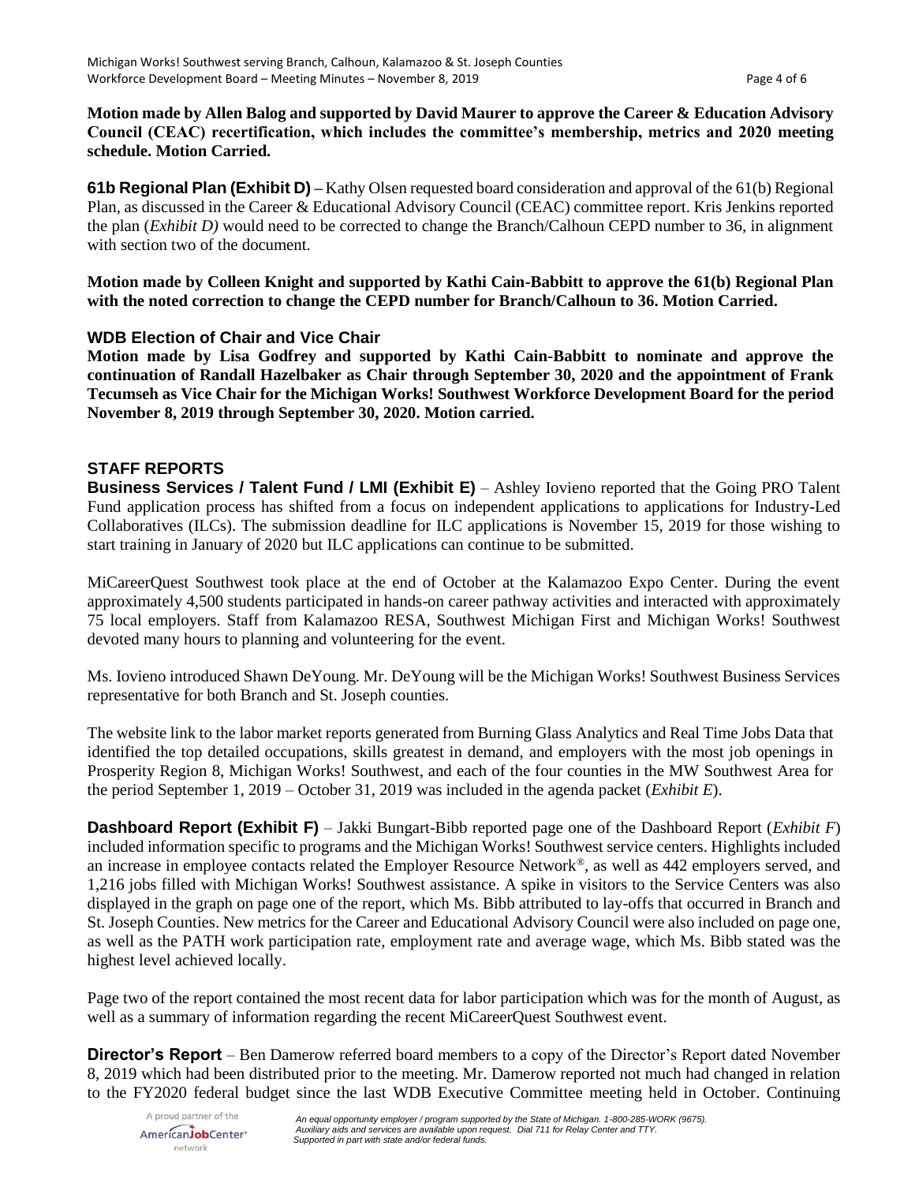**Motion made by Allen Balog and supported by David Maurer to approve the Career & Education Advisory Council (CEAC) recertification, which includes the committee's membership, metrics and 2020 meeting schedule. Motion Carried.**

**61b Regional Plan (Exhibit D)** – Kathy Olsen requested board consideration and approval of the 61(b) Regional Plan, as discussed in the Career & Educational Advisory Council (CEAC) committee report. Kris Jenkins reported the plan (*Exhibit D)* would need to be corrected to change the Branch/Calhoun CEPD number to 36, in alignment with section two of the document.

**Motion made by Colleen Knight and supported by Kathi Cain-Babbitt to approve the 61(b) Regional Plan with the noted correction to change the CEPD number for Branch/Calhoun to 36. Motion Carried.**

**WDB Election of Chair and Vice Chair**

**Motion made by Lisa Godfrey and supported by Kathi Cain-Babbitt to nominate and approve the continuation of Randall Hazelbaker as Chair through September 30, 2020 and the appointment of Frank Tecumseh as Vice Chair for the Michigan Works! Southwest Workforce Development Board for the period November 8, 2019 through September 30, 2020. Motion carried.**

## STAFF REPORTS

**Business Services / Talent Fund / LMI (Exhibit E)** – Ashley Iovieno reported that the Going PRO Talent Fund application process has shifted from a focus on independent applications to applications for Industry-Led Collaboratives (ILCs). The submission deadline for ILC applications is November 15, 2019 for those wishing to start training in January of 2020 but ILC applications can continue to be submitted.

MiCareerQuest Southwest took place at the end of October at the Kalamazoo Expo Center. During the event approximately 4,500 students participated in hands-on career pathway activities and interacted with approximately 75 local employers. Staff from Kalamazoo RESA, Southwest Michigan First and Michigan Works! Southwest devoted many hours to planning and volunteering for the event.

Ms. Iovieno introduced Shawn DeYoung. Mr. DeYoung will be the Michigan Works! Southwest Business Services representative for both Branch and St. Joseph counties.

The website link to the labor market reports generated from Burning Glass Analytics and Real Time Jobs Data that identified the top detailed occupations, skills greatest in demand, and employers with the most job openings in Prosperity Region 8, Michigan Works! Southwest, and each of the four counties in the MW Southwest Area for the period September 1, 2019 – October 31, 2019 was included in the agenda packet (*Exhibit E*).

**Dashboard Report (Exhibit F)** – Jakki Bungart-Bibb reported page one of the Dashboard Report (*Exhibit F*) included information specific to programs and the Michigan Works! Southwest service centers. Highlights included an increase in employee contacts related the Employer Resource Network®, as well as 442 employers served, and 1,216 jobs filled with Michigan Works! Southwest assistance. A spike in visitors to the Service Centers was also displayed in the graph on page one of the report, which Ms. Bibb attributed to lay-offs that occurred in Branch and St. Joseph Counties. New metrics for the Career and Educational Advisory Council were also included on page one, as well as the PATH work participation rate, employment rate and average wage, which Ms. Bibb stated was the highest level achieved locally.

Page two of the report contained the most recent data for labor participation which was for the month of August, as well as a summary of information regarding the recent MiCareerQuest Southwest event.

**Director's Report** – Ben Damerow referred board members to a copy of the Director's Report dated November 8, 2019 which had been distributed prior to the meeting. Mr. Damerow reported not much had changed in relation to the FY2020 federal budget since the last WDB Executive Committee meeting held in October. Continuing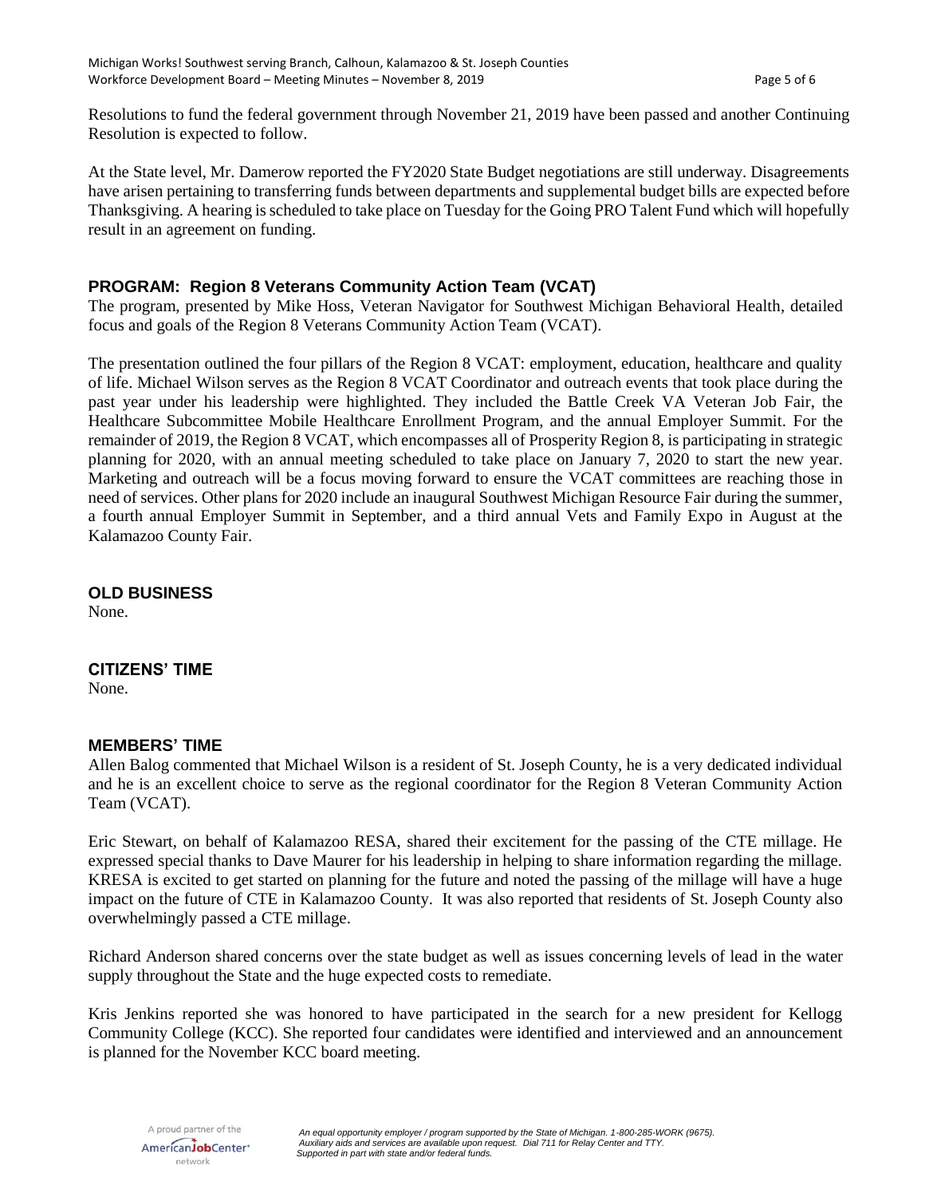Resolutions to fund the federal government through November 21, 2019 have been passed and another Continuing Resolution is expected to follow.

At the State level, Mr. Damerow reported the FY2020 State Budget negotiations are still underway. Disagreements have arisen pertaining to transferring funds between departments and supplemental budget bills are expected before Thanksgiving. A hearing is scheduled to take place on Tuesday for the Going PRO Talent Fund which will hopefully result in an agreement on funding.

## PROGRAM: Region 8 Veterans Community Action Team (VCAT)

The program, presented by Mike Hoss, Veteran Navigator for Southwest Michigan Behavioral Health, detailed focus and goals of the Region 8 Veterans Community Action Team (VCAT).

The presentation outlined the four pillars of the Region 8 VCAT: employment, education, healthcare and quality of life. Michael Wilson serves as the Region 8 VCAT Coordinator and outreach events that took place during the past year under his leadership were highlighted. They included the Battle Creek VA Veteran Job Fair, the Healthcare Subcommittee Mobile Healthcare Enrollment Program, and the annual Employer Summit. For the remainder of 2019, the Region 8 VCAT, which encompasses all of Prosperity Region 8, is participating in strategic planning for 2020, with an annual meeting scheduled to take place on January 7, 2020 to start the new year. Marketing and outreach will be a focus moving forward to ensure the VCAT committees are reaching those in need of services. Other plans for 2020 include an inaugural Southwest Michigan Resource Fair during the summer, a fourth annual Employer Summit in September, and a third annual Vets and Family Expo in August at the Kalamazoo County Fair.

## OLD BUSINESS

None.

## CITIZENS' TIME

None.

## MEMBERS' TIME

Allen Balog commented that Michael Wilson is a resident of St. Joseph County, he is a very dedicated individual and he is an excellent choice to serve as the regional coordinator for the Region 8 Veteran Community Action Team (VCAT).

Eric Stewart, on behalf of Kalamazoo RESA, shared their excitement for the passing of the CTE millage. He expressed special thanks to Dave Maurer for his leadership in helping to share information regarding the millage. KRESA is excited to get started on planning for the future and noted the passing of the millage will have a huge impact on the future of CTE in Kalamazoo County. It was also reported that residents of St. Joseph County also overwhelmingly passed a CTE millage.

Richard Anderson shared concerns over the state budget as well as issues concerning levels of lead in the water supply throughout the State and the huge expected costs to remediate.

Kris Jenkins reported she was honored to have participated in the search for a new president for Kellogg Community College (KCC). She reported four candidates were identified and interviewed and an announcement is planned for the November KCC board meeting.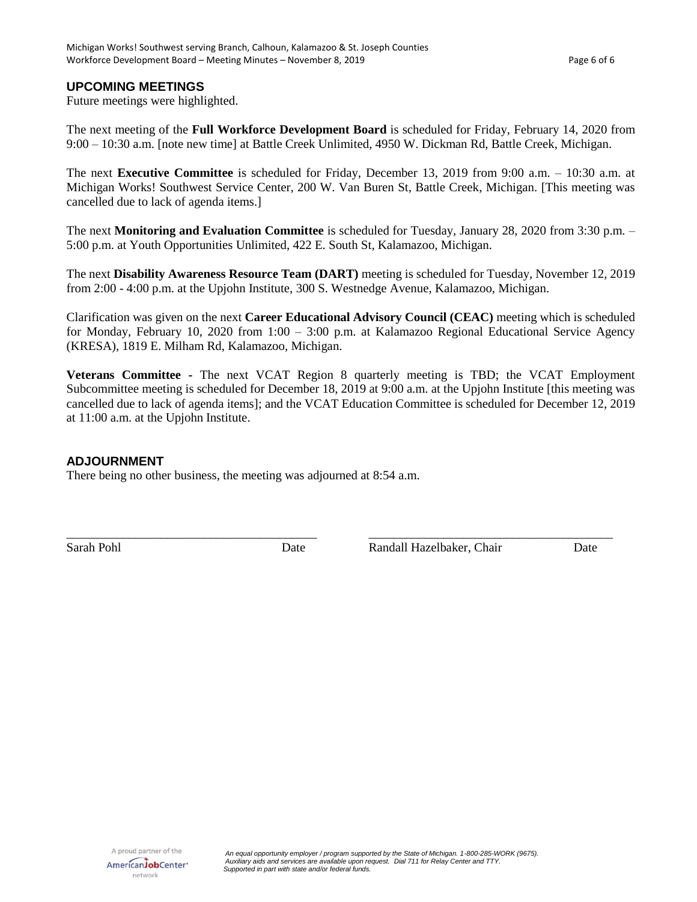## UPCOMING MEETINGS

Future meetings were highlighted.

The next meeting of the **Full Workforce Development Board** is scheduled for Friday, February 14, 2020 from 9:00 – 10:30 a.m. [note new time] at Battle Creek Unlimited, 4950 W. Dickman Rd, Battle Creek, Michigan.

The next **Executive Committee** is scheduled for Friday, December 13, 2019 from 9:00 a.m. – 10:30 a.m. at Michigan Works! Southwest Service Center, 200 W. Van Buren St, Battle Creek, Michigan. [This meeting was cancelled due to lack of agenda items.]

The next **Monitoring and Evaluation Committee** is scheduled for Tuesday, January 28, 2020 from 3:30 p.m. – 5:00 p.m. at Youth Opportunities Unlimited, 422 E. South St, Kalamazoo, Michigan.

The next **Disability Awareness Resource Team (DART)** meeting is scheduled for Tuesday, November 12, 2019 from 2:00 - 4:00 p.m. at the Upjohn Institute, 300 S. Westnedge Avenue, Kalamazoo, Michigan.

Clarification was given on the next **Career Educational Advisory Council (CEAC)** meeting which is scheduled for Monday, February 10, 2020 from 1:00 – 3:00 p.m. at Kalamazoo Regional Educational Service Agency (KRESA), 1819 E. Milham Rd, Kalamazoo, Michigan.

**Veterans Committee -** The next VCAT Region 8 quarterly meeting is TBD; the VCAT Employment Subcommittee meeting is scheduled for December 18, 2019 at 9:00 a.m. at the Upjohn Institute [this meeting was cancelled due to lack of agenda items]; and the VCAT Education Committee is scheduled for December 12, 2019 at 11:00 a.m. at the Upjohn Institute.

## ADJOURNMENT

There being no other business, the meeting was adjourned at 8:54 a.m.

\_\_\_\_\_\_\_\_\_\_\_\_\_\_\_\_\_\_\_\_\_\_\_\_\_\_\_\_\_\_\_\_\_\_\_\_\_\_\_\_ \_\_\_\_\_\_\_\_\_\_\_\_\_\_\_\_\_\_\_\_\_\_\_\_\_\_\_\_\_\_\_\_\_\_\_\_\_\_\_\_

Sarah Pohl Date Randall Hazelbaker, Chair Date

A proud partner of the AmericanJobCenter network

*An equal opportunity employer / program supported by the State of Michigan. 1-800-285-WORK (9675).*
*Auxiliary aids and services are available upon request. Dial 711 for Relay Center and TTY.*
*Supported in part with state and/or federal funds.*